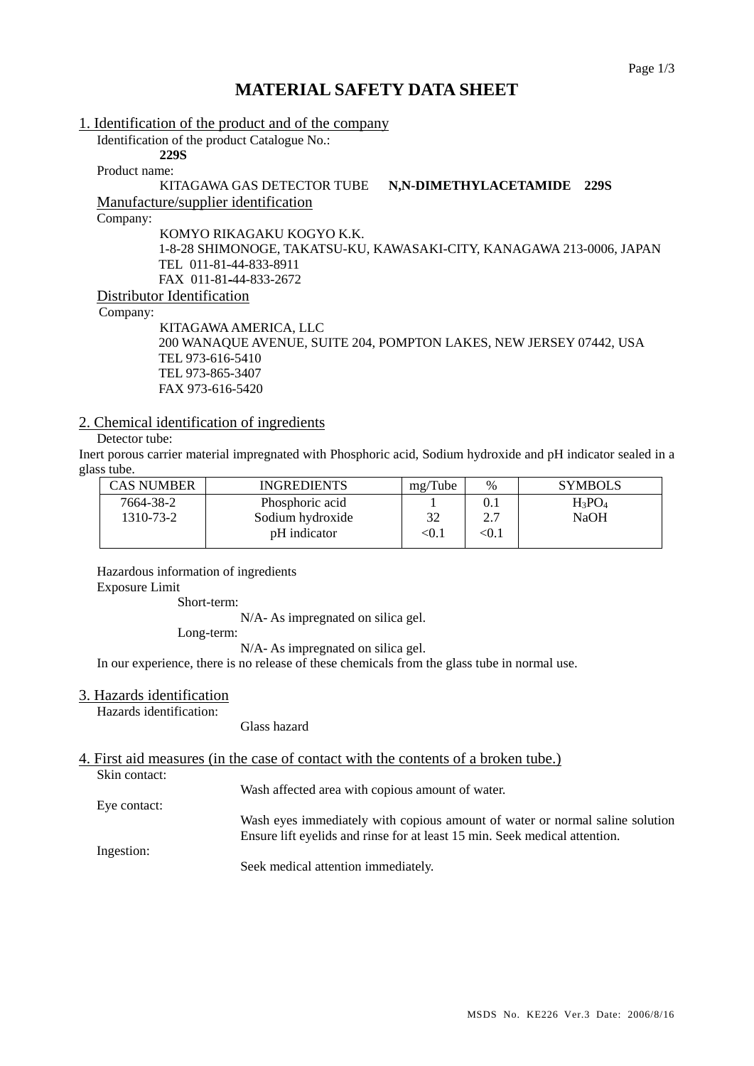# MATERIAL SAFETY DATA SHEET

## 1. Identification of the product and of the company

Identification of the product Catalogue No.:

**229S**

Product name:

KITAGAWA GAS DETECTOR TUBE **N,N-DIMETHYLACETAMIDE 229S**

### Manufacture/supplier identification

Company:

KOMYO RIKAGAKU KOGYO K.K.
1-8-28 SHIMONOGE, TAKATSU-KU, KAWASAKI-CITY, KANAGAWA 213-0006, JAPAN
TEL 011-81-44-833-8911
FAX 011-81-44-833-2672

### Distributor Identification

Company:

KITAGAWA AMERICA, LLC
200 WANAQUE AVENUE, SUITE 204, POMPTON LAKES, NEW JERSEY 07442, USA
TEL 973-616-5410
TEL 973-865-3407
FAX 973-616-5420

## 2. Chemical identification of ingredients

Detector tube:

Inert porous carrier material impregnated with Phosphoric acid, Sodium hydroxide and pH indicator sealed in a glass tube.

| CAS NUMBER | INGREDIENTS | mg/Tube | % | SYMBOLS |
|---|---|---|---|---|
| 7664-38-2 | Phosphoric acid | 1 | 0.1 | $H_3PO_4$ |
| 1310-73-2 | Sodium hydroxide | 32 | 2.7 | NaOH |
| | pH indicator | <0.1 | <0.1 | |

Hazardous information of ingredients

Exposure Limit

Short-term:

N/A- As impregnated on silica gel.

Long-term:

N/A- As impregnated on silica gel.

In our experience, there is no release of these chemicals from the glass tube in normal use.

## 3. Hazards identification

Hazards identification:

Glass hazard

## 4. First aid measures (in the case of contact with the contents of a broken tube.)

Skin contact:

Wash affected area with copious amount of water.

Eye contact:

Wash eyes immediately with copious amount of water or normal saline solution Ensure lift eyelids and rinse for at least 15 min. Seek medical attention.

Ingestion:

Seek medical attention immediately.

MSDS No. KE226 Ver.3 Date: 2006/8/16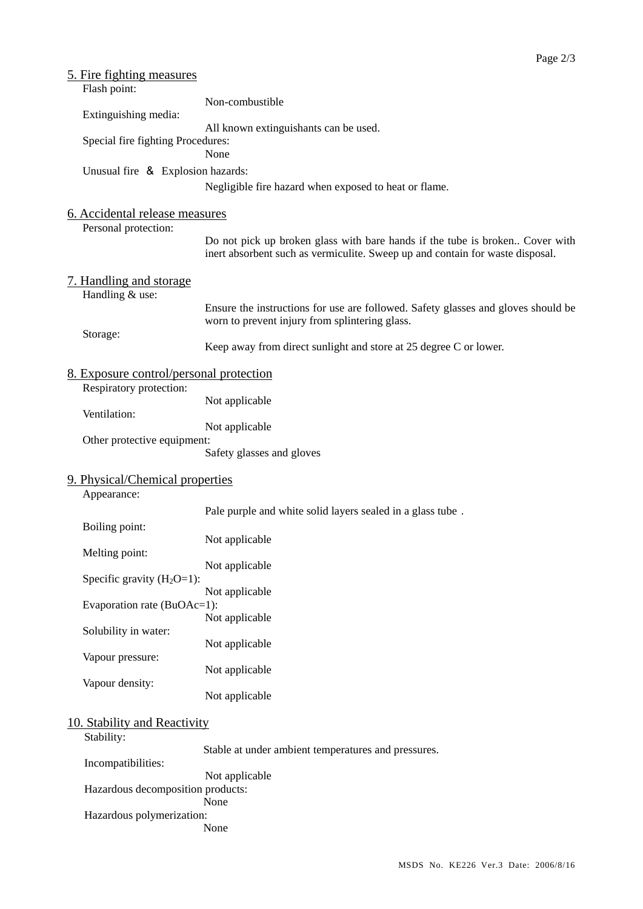## 5. Fire fighting measures

Flash point:
Non-combustible

Extinguishing media:
All known extinguishants can be used.

Special fire fighting Procedures:
None

Unusual fire ＆ Explosion hazards:
Negligible fire hazard when exposed to heat or flame.

## 6. Accidental release measures

Personal protection:
Do not pick up broken glass with bare hands if the tube is broken.. Cover with inert absorbent such as vermiculite. Sweep up and contain for waste disposal.

## 7. Handling and storage

Handling & use:
Ensure the instructions for use are followed. Safety glasses and gloves should be worn to prevent injury from splintering glass.

Storage:
Keep away from direct sunlight and store at 25 degree C or lower.

## 8. Exposure control/personal protection

Respiratory protection:
Not applicable

Ventilation:
Not applicable

Other protective equipment:
Safety glasses and gloves

## 9. Physical/Chemical properties

Appearance:
Pale purple and white solid layers sealed in a glass tube .

Boiling point:
Not applicable

Melting point:
Not applicable

Specific gravity ($H_2O$=1):
Not applicable

Evaporation rate (BuOAc=1):
Not applicable

Solubility in water:
Not applicable

Vapour pressure:
Not applicable

Vapour density:
Not applicable

## 10. Stability and Reactivity

Stability:
Stable at under ambient temperatures and pressures.

Incompatibilities:
Not applicable

Hazardous decomposition products:
None

Hazardous polymerization:
None

MSDS No. KE226 Ver.3 Date: 2006/8/16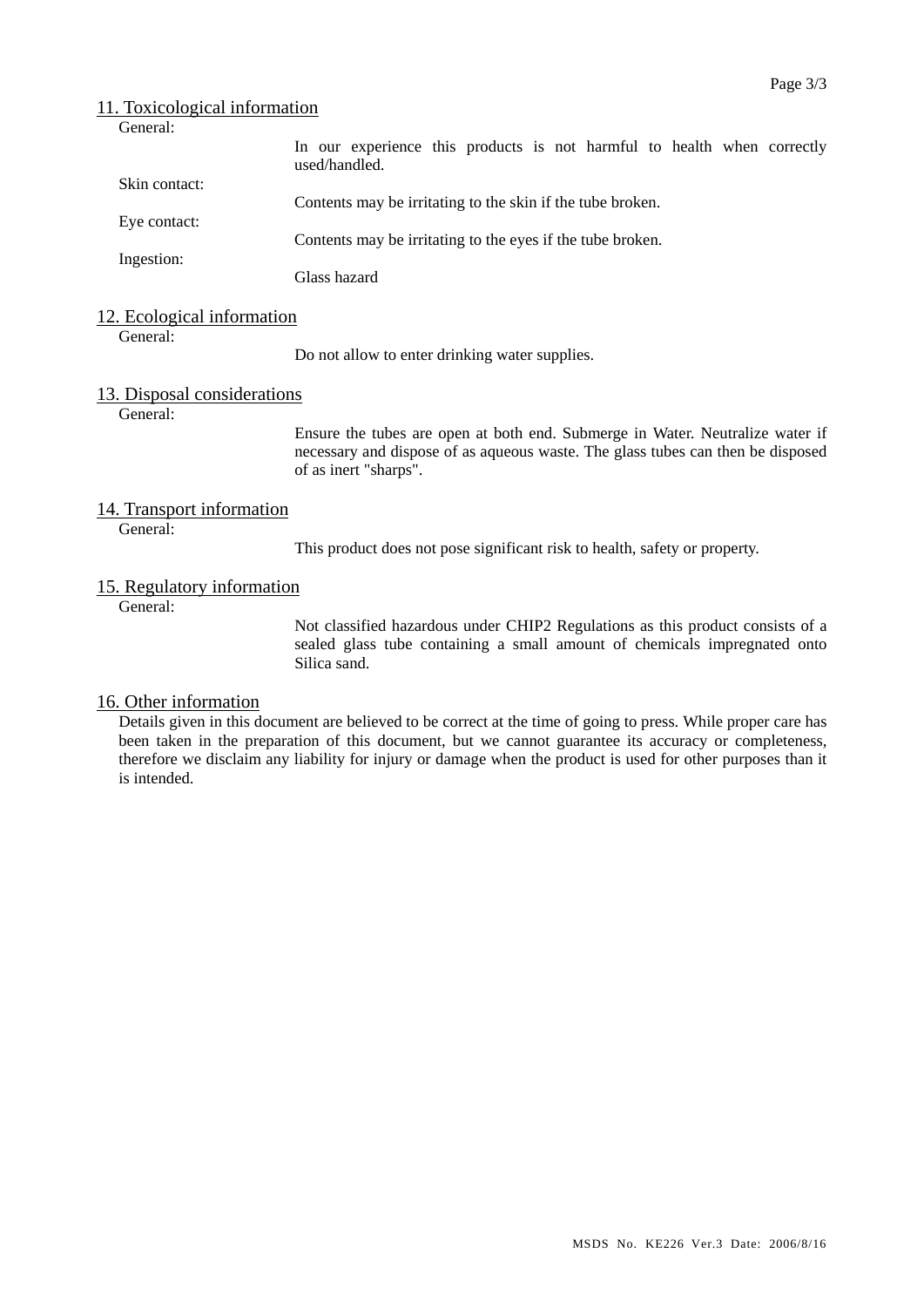## 11. Toxicological information

General:

In our experience this products is not harmful to health when correctly used/handled.

Skin contact:

Contents may be irritating to the skin if the tube broken.

Eye contact:

Contents may be irritating to the eyes if the tube broken.

Ingestion:

Glass hazard

## 12. Ecological information

General:

Do not allow to enter drinking water supplies.

## 13. Disposal considerations

General:

Ensure the tubes are open at both end. Submerge in Water. Neutralize water if necessary and dispose of as aqueous waste. The glass tubes can then be disposed of as inert "sharps".

## 14. Transport information

General:

This product does not pose significant risk to health, safety or property.

## 15. Regulatory information

General:

Not classified hazardous under CHIP2 Regulations as this product consists of a sealed glass tube containing a small amount of chemicals impregnated onto Silica sand.

## 16. Other information

Details given in this document are believed to be correct at the time of going to press. While proper care has been taken in the preparation of this document, but we cannot guarantee its accuracy or completeness, therefore we disclaim any liability for injury or damage when the product is used for other purposes than it is intended.